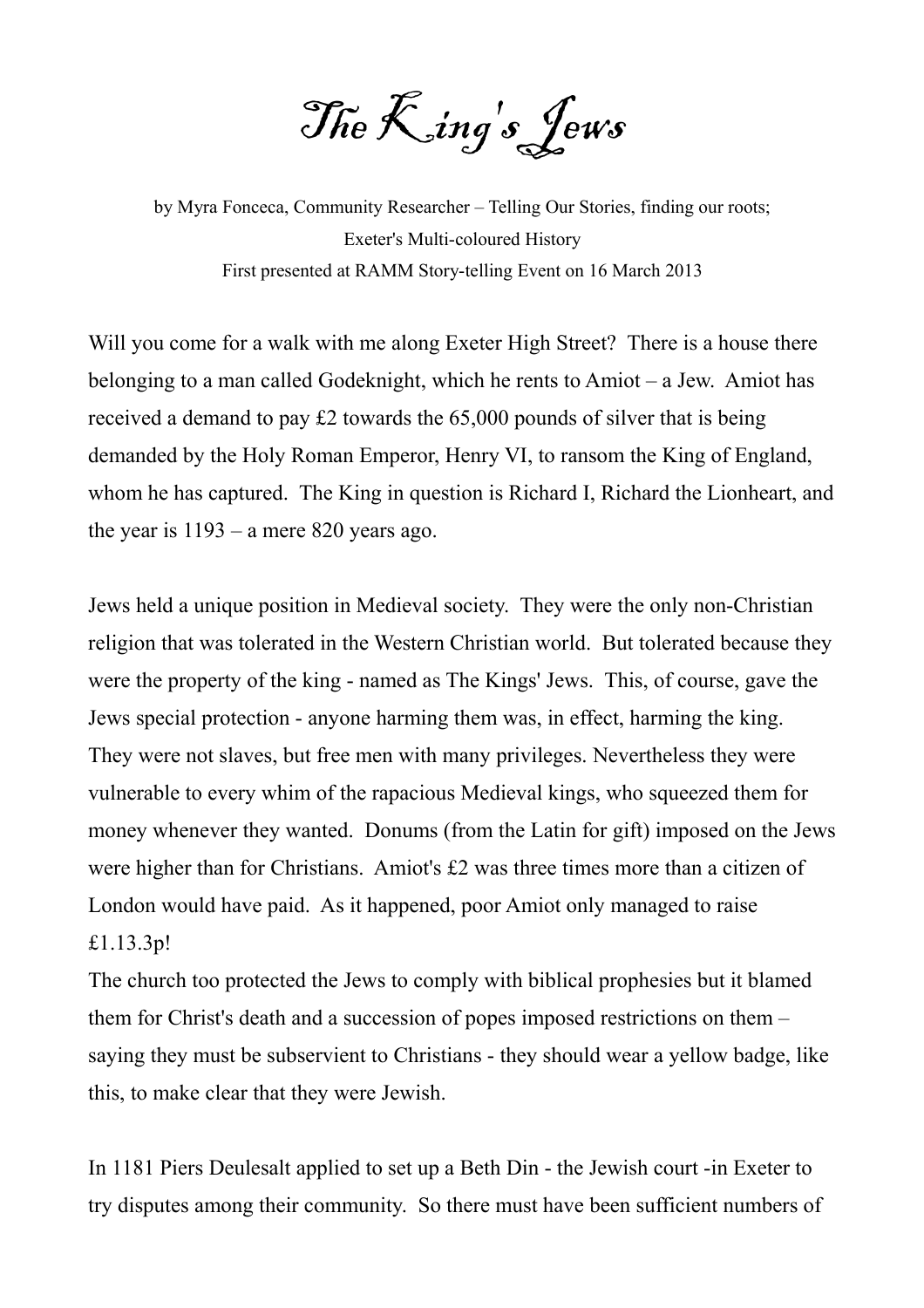# The King's Jews

by Myra Fonceca, Community Researcher – Telling Our Stories, finding our roots;
Exeter's Multi-coloured History
First presented at RAMM Story-telling Event on 16 March 2013

Will you come for a walk with me along Exeter High Street? There is a house there belonging to a man called Godeknight, which he rents to Amiot – a Jew. Amiot has received a demand to pay £2 towards the 65,000 pounds of silver that is being demanded by the Holy Roman Emperor, Henry VI, to ransom the King of England, whom he has captured. The King in question is Richard I, Richard the Lionheart, and the year is 1193 – a mere 820 years ago.

Jews held a unique position in Medieval society. They were the only non-Christian religion that was tolerated in the Western Christian world. But tolerated because they were the property of the king - named as The Kings' Jews. This, of course, gave the Jews special protection - anyone harming them was, in effect, harming the king. They were not slaves, but free men with many privileges. Nevertheless they were vulnerable to every whim of the rapacious Medieval kings, who squeezed them for money whenever they wanted. Donums (from the Latin for gift) imposed on the Jews were higher than for Christians. Amiot's £2 was three times more than a citizen of London would have paid. As it happened, poor Amiot only managed to raise £1.13.3p!

The church too protected the Jews to comply with biblical prophesies but it blamed them for Christ's death and a succession of popes imposed restrictions on them – saying they must be subservient to Christians - they should wear a yellow badge, like this, to make clear that they were Jewish.

In 1181 Piers Deulesalt applied to set up a Beth Din - the Jewish court -in Exeter to try disputes among their community. So there must have been sufficient numbers of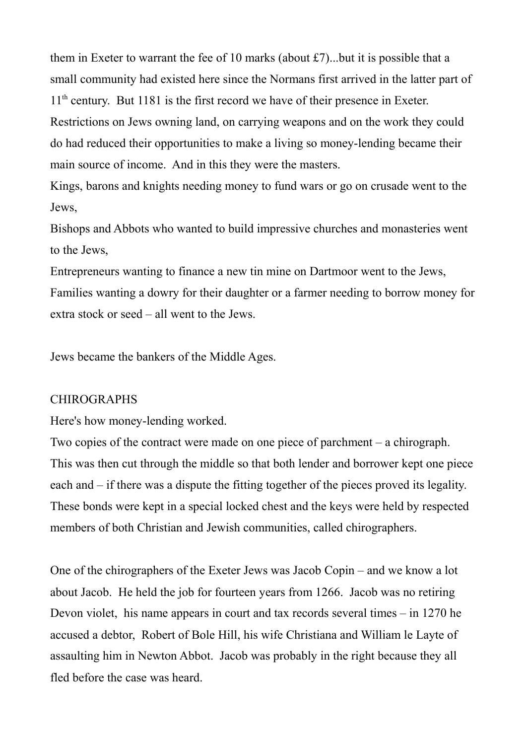them in Exeter to warrant the fee of 10 marks (about £7)...but it is possible that a small community had existed here since the Normans first arrived in the latter part of 11th century. But 1181 is the first record we have of their presence in Exeter.
Restrictions on Jews owning land, on carrying weapons and on the work they could do had reduced their opportunities to make a living so money-lending became their main source of income. And in this they were the masters.
Kings, barons and knights needing money to fund wars or go on crusade went to the Jews,
Bishops and Abbots who wanted to build impressive churches and monasteries went to the Jews,
Entrepreneurs wanting to finance a new tin mine on Dartmoor went to the Jews,
Families wanting a dowry for their daughter or a farmer needing to borrow money for extra stock or seed – all went to the Jews.

Jews became the bankers of the Middle Ages.

CHIROGRAPHS

Here's how money-lending worked.
Two copies of the contract were made on one piece of parchment – a chirograph. This was then cut through the middle so that both lender and borrower kept one piece each and – if there was a dispute the fitting together of the pieces proved its legality. These bonds were kept in a special locked chest and the keys were held by respected members of both Christian and Jewish communities, called chirographers.

One of the chirographers of the Exeter Jews was Jacob Copin – and we know a lot about Jacob. He held the job for fourteen years from 1266. Jacob was no retiring Devon violet, his name appears in court and tax records several times – in 1270 he accused a debtor, Robert of Bole Hill, his wife Christiana and William le Layte of assaulting him in Newton Abbot. Jacob was probably in the right because they all fled before the case was heard.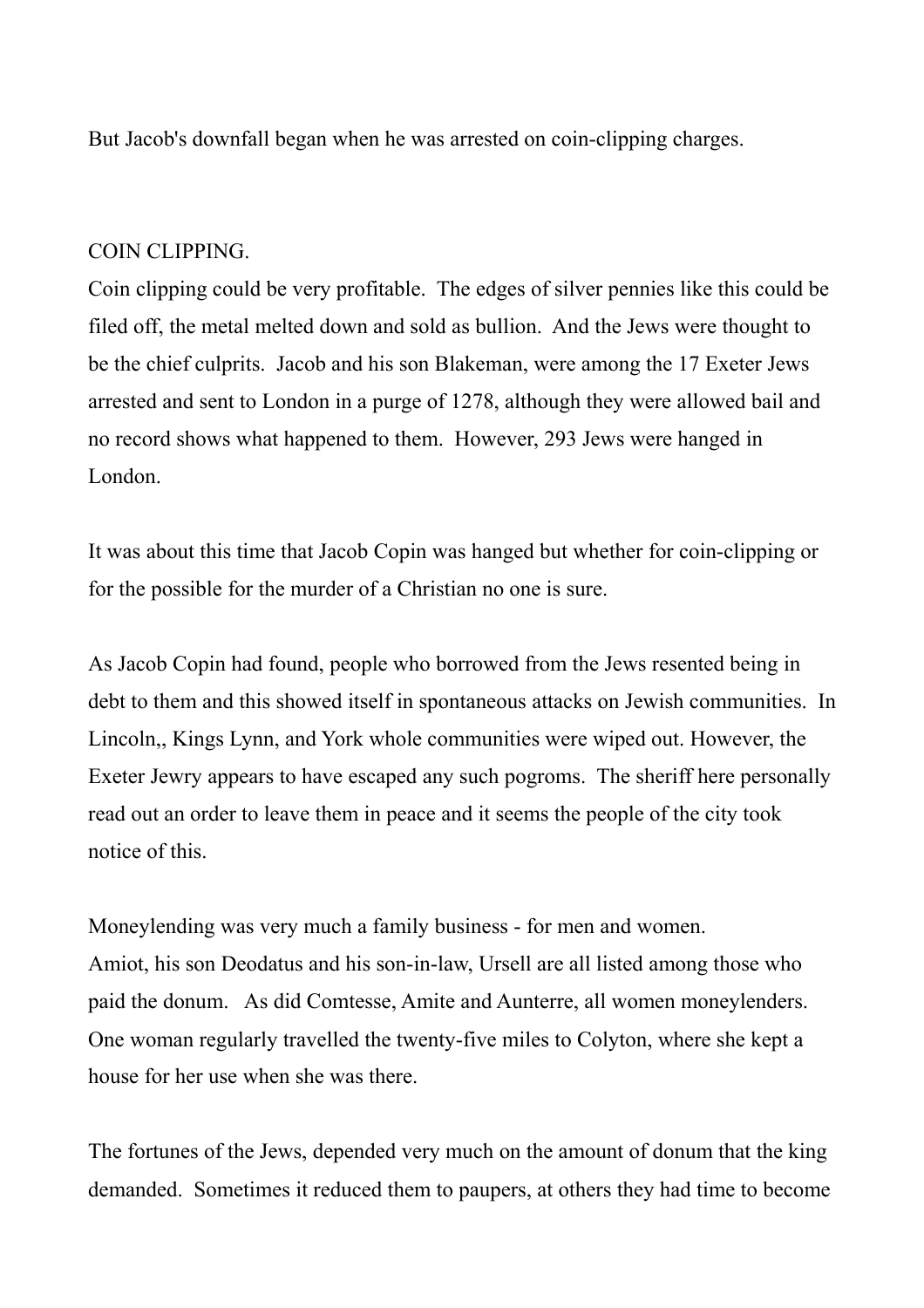But Jacob's downfall began when he was arrested on coin-clipping charges.

COIN CLIPPING.

Coin clipping could be very profitable. The edges of silver pennies like this could be filed off, the metal melted down and sold as bullion. And the Jews were thought to be the chief culprits. Jacob and his son Blakeman, were among the 17 Exeter Jews arrested and sent to London in a purge of 1278, although they were allowed bail and no record shows what happened to them. However, 293 Jews were hanged in London.

It was about this time that Jacob Copin was hanged but whether for coin-clipping or for the possible for the murder of a Christian no one is sure.

As Jacob Copin had found, people who borrowed from the Jews resented being in debt to them and this showed itself in spontaneous attacks on Jewish communities. In Lincoln,, Kings Lynn, and York whole communities were wiped out. However, the Exeter Jewry appears to have escaped any such pogroms. The sheriff here personally read out an order to leave them in peace and it seems the people of the city took notice of this.

Moneylending was very much a family business - for men and women.
Amiot, his son Deodatus and his son-in-law, Ursell are all listed among those who paid the donum. As did Comtesse, Amite and Aunterre, all women moneylenders. One woman regularly travelled the twenty-five miles to Colyton, where she kept a house for her use when she was there.

The fortunes of the Jews, depended very much on the amount of donum that the king demanded. Sometimes it reduced them to paupers, at others they had time to become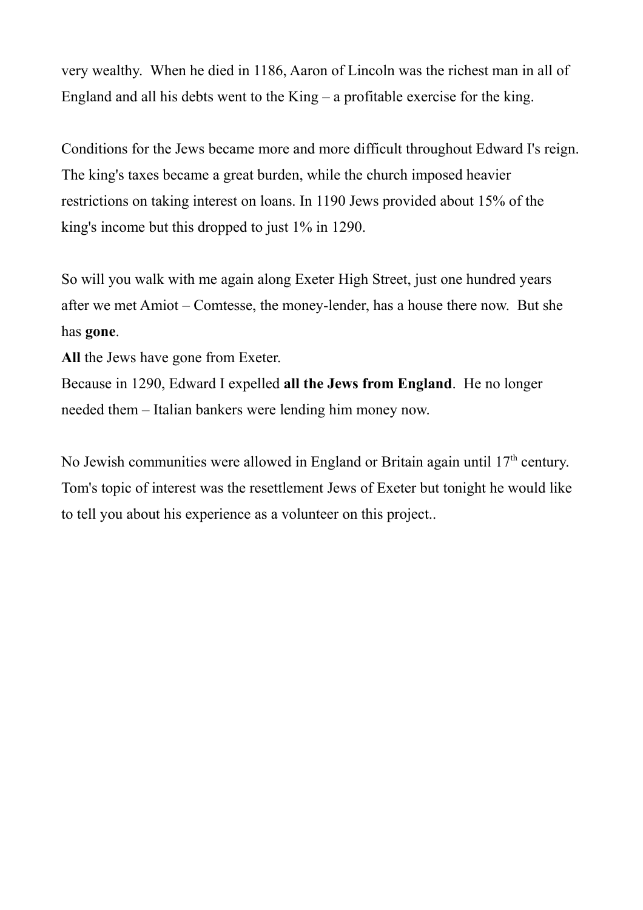very wealthy. When he died in 1186, Aaron of Lincoln was the richest man in all of England and all his debts went to the King – a profitable exercise for the king.

Conditions for the Jews became more and more difficult throughout Edward I's reign. The king's taxes became a great burden, while the church imposed heavier restrictions on taking interest on loans. In 1190 Jews provided about 15% of the king's income but this dropped to just 1% in 1290.

So will you walk with me again along Exeter High Street, just one hundred years after we met Amiot – Comtesse, the money-lender, has a house there now. But she has **gone**.

**All** the Jews have gone from Exeter.

Because in 1290, Edward I expelled **all the Jews from England**. He no longer needed them – Italian bankers were lending him money now.

No Jewish communities were allowed in England or Britain again until 17th century. Tom's topic of interest was the resettlement Jews of Exeter but tonight he would like to tell you about his experience as a volunteer on this project..